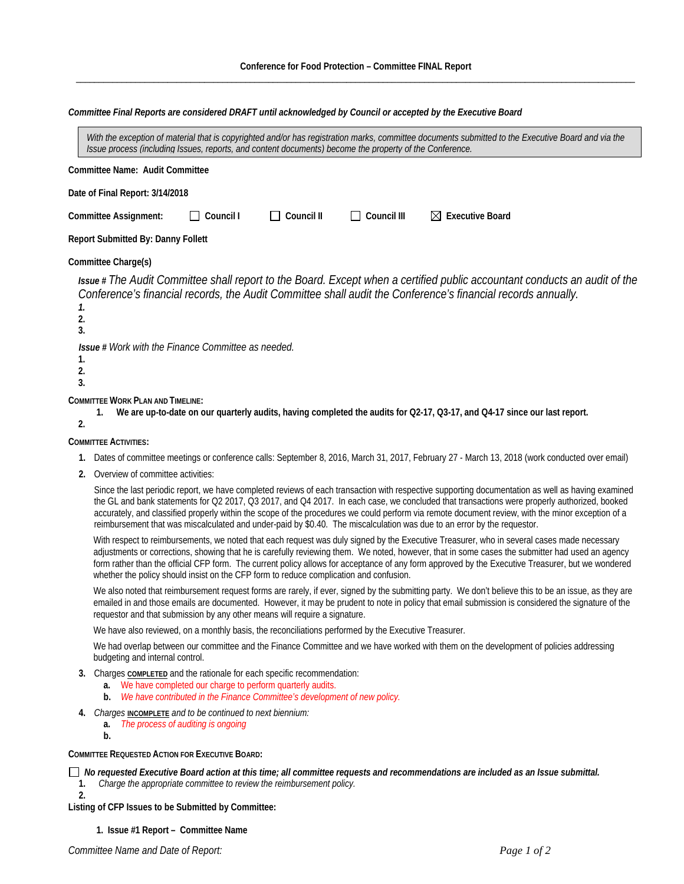**Conference for Food Protection – Committee FINAL Report**

*Committee Final Reports are considered DRAFT until acknowledged by Council or accepted by the Executive Board*

*With the exception of material that is copyrighted and/or has registration marks, committee documents submitted to the Executive Board and via the Issue process (including Issues, reports, and content documents) become the property of the Conference.*

**Committee Name: Audit Committee**

**Date of Final Report: 3/14/2018**

**Committee Assignment:** ☐ Council I ☐ Council II ☐ Council III ☒ Executive Board

**Report Submitted By: Danny Follett**

**Committee Charge(s)**

***Issue #*** *The Audit Committee shall report to the Board. Except when a certified public accountant conducts an audit of the Conference's financial records, the Audit Committee shall audit the Conference's financial records annually.*

1.
2.
3.

***Issue #*** *Work with the Finance Committee as needed.*

1.
2.
3.

**COMMITTEE WORK PLAN AND TIMELINE:**

1. **We are up-to-date on our quarterly audits, having completed the audits for Q2-17, Q3-17, and Q4-17 since our last report.**
2.

**COMMITTEE ACTIVITIES:**

1. Dates of committee meetings or conference calls: September 8, 2016, March 31, 2017, February 27 - March 13, 2018 (work conducted over email)
2. Overview of committee activities:

   Since the last periodic report, we have completed reviews of each transaction with respective supporting documentation as well as having examined the GL and bank statements for Q2 2017, Q3 2017, and Q4 2017. In each case, we concluded that transactions were properly authorized, booked accurately, and classified properly within the scope of the procedures we could perform via remote document review, with the minor exception of a reimbursement that was miscalculated and under-paid by $0.40. The miscalculation was due to an error by the requestor.

   With respect to reimbursements, we noted that each request was duly signed by the Executive Treasurer, who in several cases made necessary adjustments or corrections, showing that he is carefully reviewing them. We noted, however, that in some cases the submitter had used an agency form rather than the official CFP form. The current policy allows for acceptance of any form approved by the Executive Treasurer, but we wondered whether the policy should insist on the CFP form to reduce complication and confusion.

   We also noted that reimbursement request forms are rarely, if ever, signed by the submitting party. We don't believe this to be an issue, as they are emailed in and those emails are documented. However, it may be prudent to note in policy that email submission is considered the signature of the requestor and that submission by any other means will require a signature.

   We have also reviewed, on a monthly basis, the reconciliations performed by the Executive Treasurer.

   We had overlap between our committee and the Finance Committee and we have worked with them on the development of policies addressing budgeting and internal control.

3. Charges **COMPLETED** and the rationale for each specific recommendation:
   - **a.** We have completed our charge to perform quarterly audits.
   - **b.** *We have contributed in the Finance Committee's development of new policy.*
4. *Charges* **INCOMPLETE** *and to be continued to next biennium:*
   - **a.** *The process of auditing is ongoing*
   - **b.**

**COMMITTEE REQUESTED ACTION FOR EXECUTIVE BOARD:**

☐ ***No requested Executive Board action at this time; all committee requests and recommendations are included as an Issue submittal.***

1. *Charge the appropriate committee to review the reimbursement policy.*
2.

**Listing of CFP Issues to be Submitted by Committee:**

1. **Issue #1 Report – Committee Name**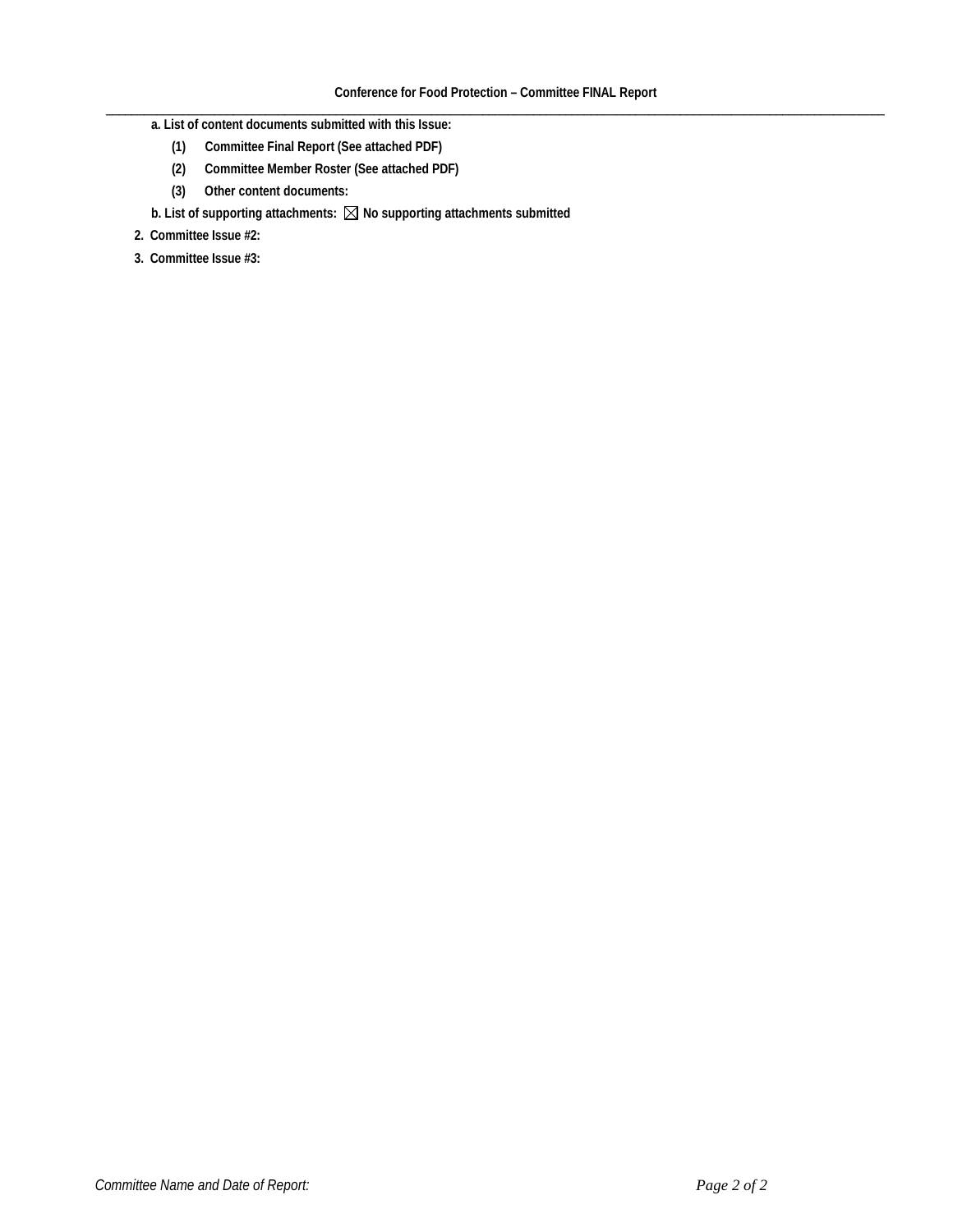**a. List of content documents submitted with this Issue:**

**(1) Committee Final Report (See attached PDF)**

**(2) Committee Member Roster (See attached PDF)**

**(3) Other content documents:**

**b. List of supporting attachments:** ☒ **No supporting attachments submitted**

**2. Committee Issue #2:**

**3. Committee Issue #3:**

*Committee Name and Date of Report:*